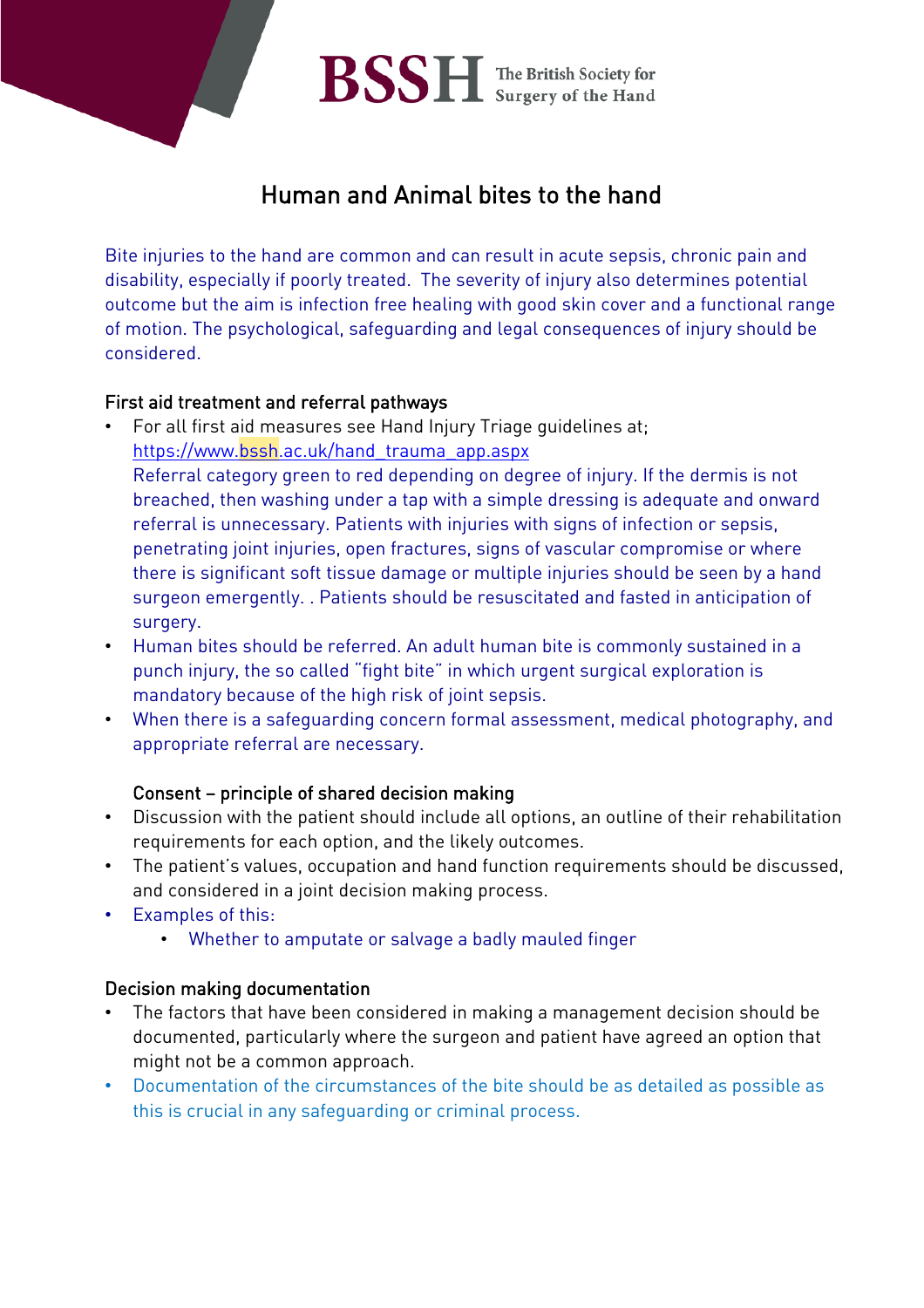BSSH The British Society for Surgery of the Hand

# Human and Animal bites to the hand

Bite injuries to the hand are common and can result in acute sepsis, chronic pain and disability, especially if poorly treated. The severity of injury also determines potential outcome but the aim is infection free healing with good skin cover and a functional range of motion. The psychological, safeguarding and legal consequences of injury should be considered.

## First aid treatment and referral pathways

- For all first aid measures see Hand Injury Triage guidelines at; https://www.bssh.ac.uk/hand_trauma_app.aspx
  Referral category green to red depending on degree of injury. If the dermis is not breached, then washing under a tap with a simple dressing is adequate and onward referral is unnecessary. Patients with injuries with signs of infection or sepsis, penetrating joint injuries, open fractures, signs of vascular compromise or where there is significant soft tissue damage or multiple injuries should be seen by a hand surgeon emergently. . Patients should be resuscitated and fasted in anticipation of surgery.
- Human bites should be referred. An adult human bite is commonly sustained in a punch injury, the so called “fight bite” in which urgent surgical exploration is mandatory because of the high risk of joint sepsis.
- When there is a safeguarding concern formal assessment, medical photography, and appropriate referral are necessary.

### Consent – principle of shared decision making

- Discussion with the patient should include all options, an outline of their rehabilitation requirements for each option, and the likely outcomes.
- The patient’s values, occupation and hand function requirements should be discussed, and considered in a joint decision making process.
- Examples of this:
  - Whether to amputate or salvage a badly mauled finger

## Decision making documentation

- The factors that have been considered in making a management decision should be documented, particularly where the surgeon and patient have agreed an option that might not be a common approach.
- Documentation of the circumstances of the bite should be as detailed as possible as this is crucial in any safeguarding or criminal process.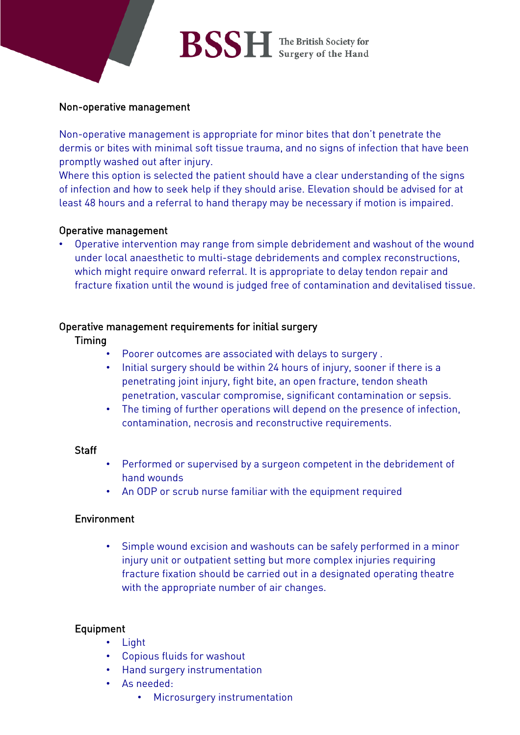## Non-operative management

Non-operative management is appropriate for minor bites that don't penetrate the dermis or bites with minimal soft tissue trauma, and no signs of infection that have been promptly washed out after injury.
Where this option is selected the patient should have a clear understanding of the signs of infection and how to seek help if they should arise. Elevation should be advised for at least 48 hours and a referral to hand therapy may be necessary if motion is impaired.

## Operative management

- Operative intervention may range from simple debridement and washout of the wound under local anaesthetic to multi-stage debridements and complex reconstructions, which might require onward referral. It is appropriate to delay tendon repair and fracture fixation until the wound is judged free of contamination and devitalised tissue.

## Operative management requirements for initial surgery

### Timing

- Poorer outcomes are associated with delays to surgery .
- Initial surgery should be within 24 hours of injury, sooner if there is a penetrating joint injury, fight bite, an open fracture, tendon sheath penetration, vascular compromise, significant contamination or sepsis.
- The timing of further operations will depend on the presence of infection, contamination, necrosis and reconstructive requirements.

### Staff

- Performed or supervised by a surgeon competent in the debridement of hand wounds
- An ODP or scrub nurse familiar with the equipment required

### Environment

- Simple wound excision and washouts can be safely performed in a minor injury unit or outpatient setting but more complex injuries requiring fracture fixation should be carried out in a designated operating theatre with the appropriate number of air changes.

### Equipment

- Light
- Copious fluids for washout
- Hand surgery instrumentation
- As needed:
  - Microsurgery instrumentation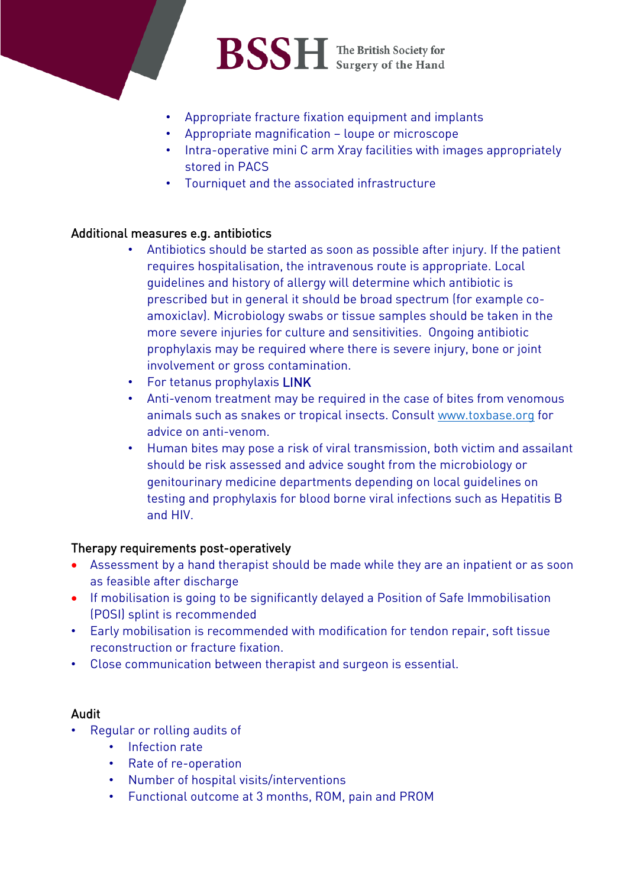- Appropriate fracture fixation equipment and implants
- Appropriate magnification – loupe or microscope
- Intra-operative mini C arm Xray facilities with images appropriately stored in PACS
- Tourniquet and the associated infrastructure

## Additional measures e.g. antibiotics

- Antibiotics should be started as soon as possible after injury. If the patient requires hospitalisation, the intravenous route is appropriate. Local guidelines and history of allergy will determine which antibiotic is prescribed but in general it should be broad spectrum (for example co-amoxiclav). Microbiology swabs or tissue samples should be taken in the more severe injuries for culture and sensitivities. Ongoing antibiotic prophylaxis may be required where there is severe injury, bone or joint involvement or gross contamination.
- For tetanus prophylaxis LINK
- Anti-venom treatment may be required in the case of bites from venomous animals such as snakes or tropical insects. Consult [www.toxbase.org](http://www.toxbase.org) for advice on anti-venom.
- Human bites may pose a risk of viral transmission, both victim and assailant should be risk assessed and advice sought from the microbiology or genitourinary medicine departments depending on local guidelines on testing and prophylaxis for blood borne viral infections such as Hepatitis B and HIV.

## Therapy requirements post-operatively

- Assessment by a hand therapist should be made while they are an inpatient or as soon as feasible after discharge
- If mobilisation is going to be significantly delayed a Position of Safe Immobilisation (POSI) splint is recommended
- Early mobilisation is recommended with modification for tendon repair, soft tissue reconstruction or fracture fixation.
- Close communication between therapist and surgeon is essential.

## Audit

- Regular or rolling audits of
  - Infection rate
  - Rate of re-operation
  - Number of hospital visits/interventions
  - Functional outcome at 3 months, ROM, pain and PROM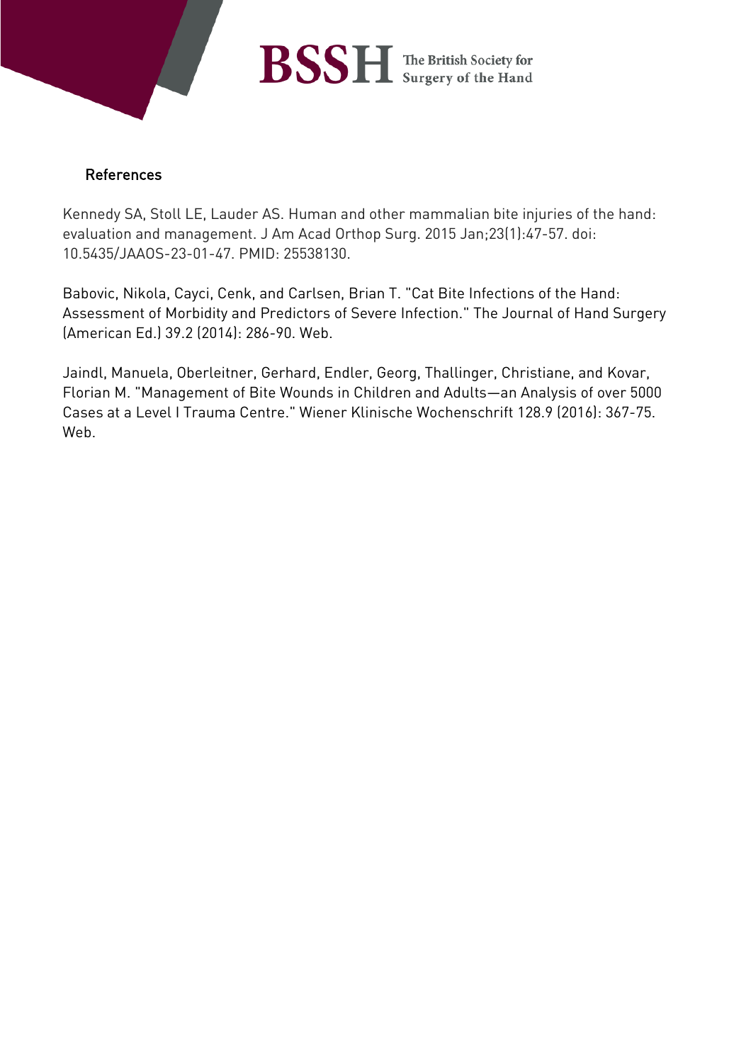## References

Kennedy SA, Stoll LE, Lauder AS. Human and other mammalian bite injuries of the hand: evaluation and management. J Am Acad Orthop Surg. 2015 Jan;23(1):47-57. doi: 10.5435/JAAOS-23-01-47. PMID: 25538130.

Babovic, Nikola, Cayci, Cenk, and Carlsen, Brian T. "Cat Bite Infections of the Hand: Assessment of Morbidity and Predictors of Severe Infection." The Journal of Hand Surgery (American Ed.) 39.2 (2014): 286-90. Web.

Jaindl, Manuela, Oberleitner, Gerhard, Endler, Georg, Thallinger, Christiane, and Kovar, Florian M. "Management of Bite Wounds in Children and Adults—an Analysis of over 5000 Cases at a Level I Trauma Centre." Wiener Klinische Wochenschrift 128.9 (2016): 367-75. Web.